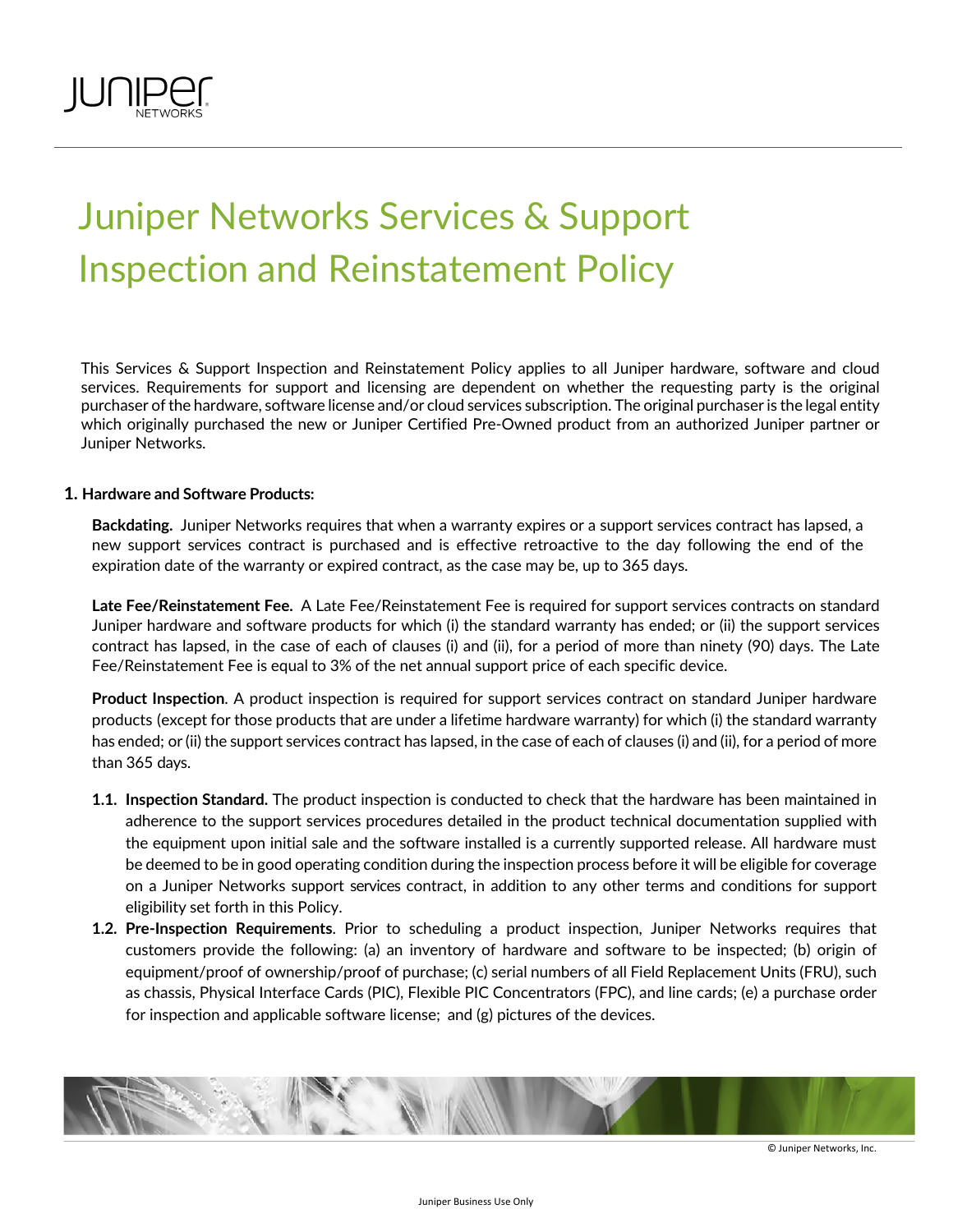# Juniper Networks Services & Support Inspection and Reinstatement Policy

This Services & Support Inspection and Reinstatement Policy applies to all Juniper hardware, software and cloud services. Requirements for support and licensing are dependent on whether the requesting party is the original purchaser of the hardware, software license and/or cloud services subscription. The original purchaser is the legal entity which originally purchased the new or Juniper Certified Pre-Owned product from an authorized Juniper partner or Juniper Networks.

## 1. Hardware and Software Products:

**Backdating.** Juniper Networks requires that when a warranty expires or a support services contract has lapsed, a new support services contract is purchased and is effective retroactive to the day following the end of the expiration date of the warranty or expired contract, as the case may be, up to 365 days.

**Late Fee/Reinstatement Fee.** A Late Fee/Reinstatement Fee is required for support services contracts on standard Juniper hardware and software products for which (i) the standard warranty has ended; or (ii) the support services contract has lapsed, in the case of each of clauses (i) and (ii), for a period of more than ninety (90) days. The Late Fee/Reinstatement Fee is equal to 3% of the net annual support price of each specific device.

**Product Inspection**. A product inspection is required for support services contract on standard Juniper hardware products (except for those products that are under a lifetime hardware warranty) for which (i) the standard warranty has ended; or (ii) the support services contract has lapsed, in the case of each of clauses (i) and (ii), for a period of more than 365 days.

**1.1. Inspection Standard.** The product inspection is conducted to check that the hardware has been maintained in adherence to the support services procedures detailed in the product technical documentation supplied with the equipment upon initial sale and the software installed is a currently supported release. All hardware must be deemed to be in good operating condition during the inspection process before it will be eligible for coverage on a Juniper Networks support services contract, in addition to any other terms and conditions for support eligibility set forth in this Policy.

**1.2. Pre-Inspection Requirements**. Prior to scheduling a product inspection, Juniper Networks requires that customers provide the following: (a) an inventory of hardware and software to be inspected; (b) origin of equipment/proof of ownership/proof of purchase; (c) serial numbers of all Field Replacement Units (FRU), such as chassis, Physical Interface Cards (PIC), Flexible PIC Concentrators (FPC), and line cards; (e) a purchase order for inspection and applicable software license; and (g) pictures of the devices.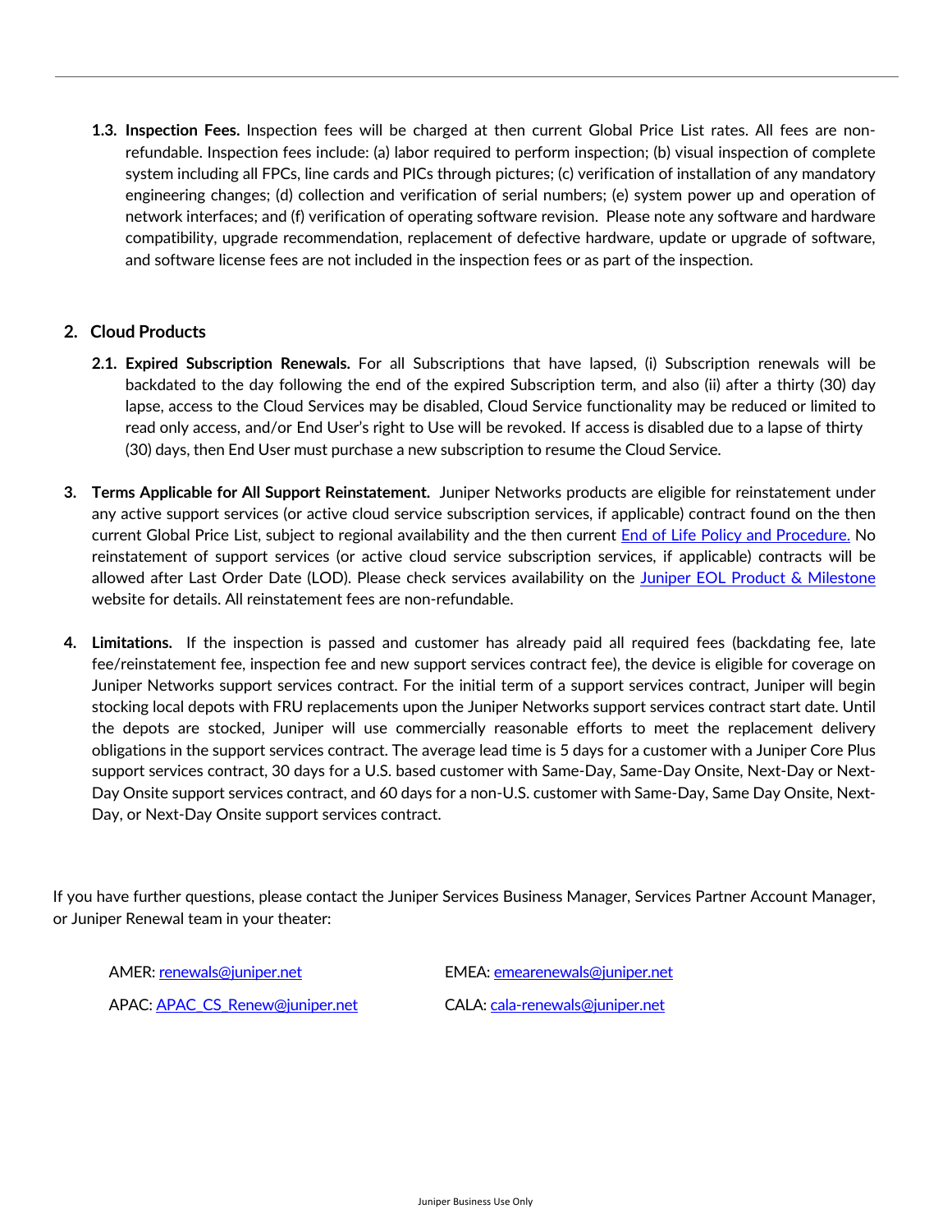**1.3. Inspection Fees.** Inspection fees will be charged at then current Global Price List rates. All fees are non-refundable. Inspection fees include: (a) labor required to perform inspection; (b) visual inspection of complete system including all FPCs, line cards and PICs through pictures; (c) verification of installation of any mandatory engineering changes; (d) collection and verification of serial numbers; (e) system power up and operation of network interfaces; and (f) verification of operating software revision. Please note any software and hardware compatibility, upgrade recommendation, replacement of defective hardware, update or upgrade of software, and software license fees are not included in the inspection fees or as part of the inspection.

## 2. Cloud Products

**2.1. Expired Subscription Renewals.** For all Subscriptions that have lapsed, (i) Subscription renewals will be backdated to the day following the end of the expired Subscription term, and also (ii) after a thirty (30) day lapse, access to the Cloud Services may be disabled, Cloud Service functionality may be reduced or limited to read only access, and/or End User's right to Use will be revoked. If access is disabled due to a lapse of thirty (30) days, then End User must purchase a new subscription to resume the Cloud Service.

**3. Terms Applicable for All Support Reinstatement.** Juniper Networks products are eligible for reinstatement under any active support services (or active cloud service subscription services, if applicable) contract found on the then current Global Price List, subject to regional availability and the then current [End of Life Policy and Procedure.]() No reinstatement of support services (or active cloud service subscription services, if applicable) contracts will be allowed after Last Order Date (LOD). Please check services availability on the [Juniper EOL Product & Milestone]() website for details. All reinstatement fees are non-refundable.

**4. Limitations.** If the inspection is passed and customer has already paid all required fees (backdating fee, late fee/reinstatement fee, inspection fee and new support services contract fee), the device is eligible for coverage on Juniper Networks support services contract. For the initial term of a support services contract, Juniper will begin stocking local depots with FRU replacements upon the Juniper Networks support services contract start date. Until the depots are stocked, Juniper will use commercially reasonable efforts to meet the replacement delivery obligations in the support services contract. The average lead time is 5 days for a customer with a Juniper Core Plus support services contract, 30 days for a U.S. based customer with Same-Day, Same-Day Onsite, Next-Day or Next-Day Onsite support services contract, and 60 days for a non-U.S. customer with Same-Day, Same Day Onsite, Next-Day, or Next-Day Onsite support services contract.

If you have further questions, please contact the Juniper Services Business Manager, Services Partner Account Manager, or Juniper Renewal team in your theater:

AMER: renewals@juniper.net

EMEA: emearenewals@juniper.net

APAC: APAC_CS_Renew@juniper.net

CALA: cala-renewals@juniper.net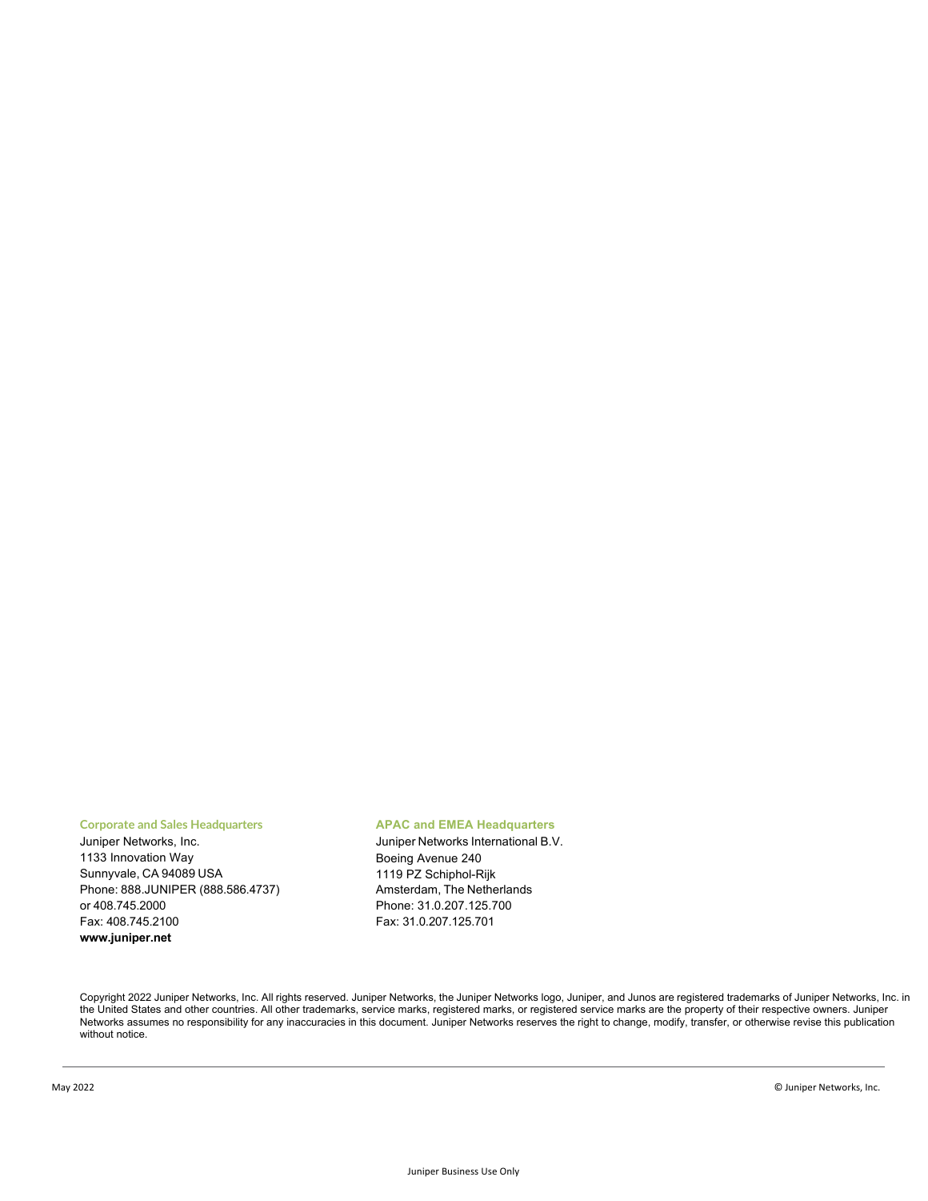**Corporate and Sales Headquarters**
Juniper Networks, Inc.
1133 Innovation Way
Sunnyvale, CA 94089 USA
Phone: 888.JUNIPER (888.586.4737)
or 408.745.2000
Fax: 408.745.2100
**www.juniper.net**

**APAC and EMEA Headquarters**
Juniper Networks International B.V.
Boeing Avenue 240
1119 PZ Schiphol-Rijk
Amsterdam, The Netherlands
Phone: 31.0.207.125.700
Fax: 31.0.207.125.701

Copyright 2022 Juniper Networks, Inc. All rights reserved. Juniper Networks, the Juniper Networks logo, Juniper, and Junos are registered trademarks of Juniper Networks, Inc. in the United States and other countries. All other trademarks, service marks, registered marks, or registered service marks are the property of their respective owners. Juniper Networks assumes no responsibility for any inaccuracies in this document. Juniper Networks reserves the right to change, modify, transfer, or otherwise revise this publication without notice.

May 2022